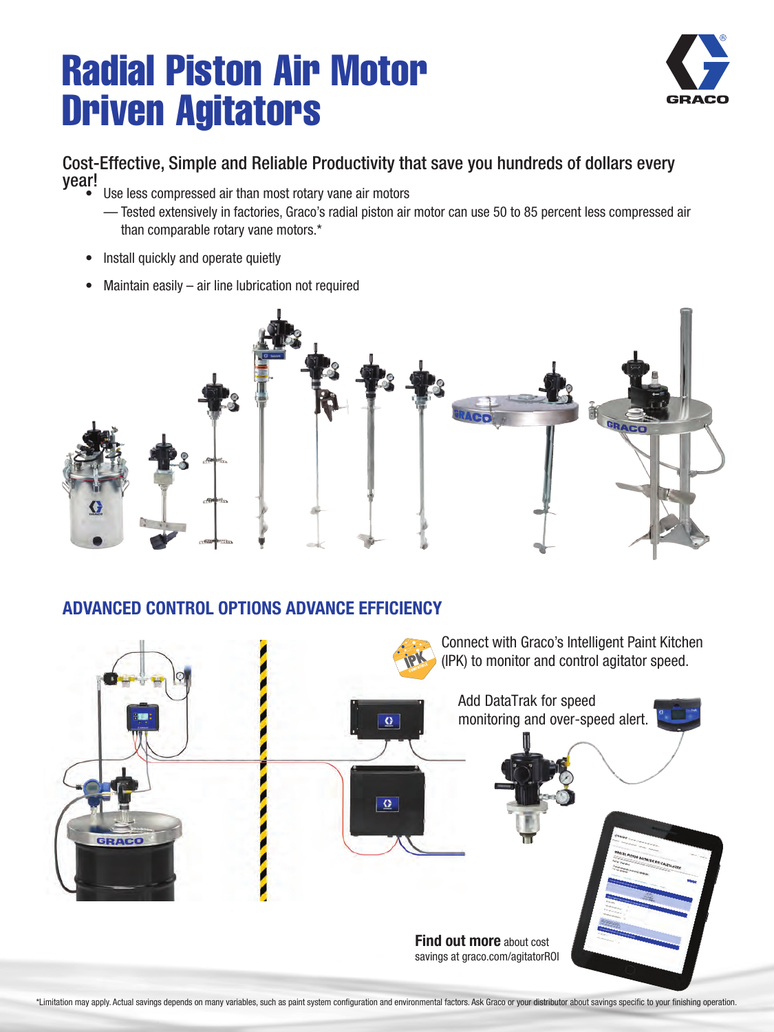# Radial Piston Air Motor Driven Agitators

Cost-Effective, Simple and Reliable Productivity that save you hundreds of dollars every year!

- Use less compressed air than most rotary vane air motors
  — Tested extensively in factories, Graco's radial piston air motor can use 50 to 85 percent less compressed air than comparable rotary vane motors.*
- Install quickly and operate quietly
- Maintain easily – air line lubrication not required

## ADVANCED CONTROL OPTIONS ADVANCE EFFICIENCY

Connect with Graco's Intelligent Paint Kitchen (IPK) to monitor and control agitator speed.

Add DataTrak for speed monitoring and over-speed alert.

**Find out more** about cost savings at graco.com/agitatorROI

*Limitation may apply. Actual savings depends on many variables, such as paint system configuration and environmental factors. Ask Graco or your distributor about savings specific to your finishing operation.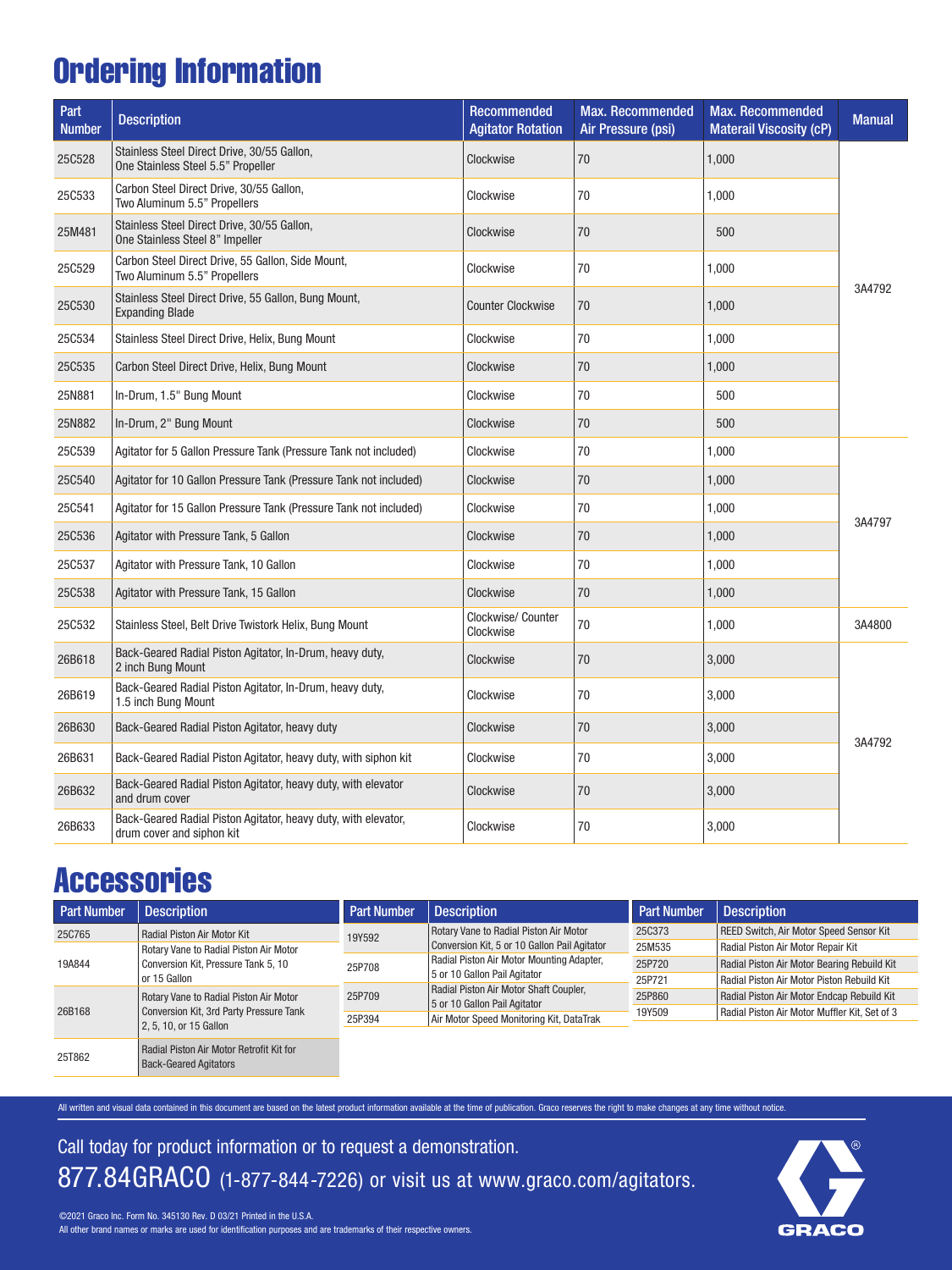# Ordering Information

| Part Number | Description | Recommended Agitator Rotation | Max. Recommended Air Pressure (psi) | Max. Recommended Materail Viscosity (cP) | Manual |
|---|---|---|---|---|---|
| 25C528 | Stainless Steel Direct Drive, 30/55 Gallon, One Stainless Steel 5.5" Propeller | Clockwise | 70 | 1,000 | 3A4792 |
| 25C533 | Carbon Steel Direct Drive, 30/55 Gallon, Two Aluminum 5.5" Propellers | Clockwise | 70 | 1,000 | |
| 25M481 | Stainless Steel Direct Drive, 30/55 Gallon, One Stainless Steel 8" Impeller | Clockwise | 70 | 500 | |
| 25C529 | Carbon Steel Direct Drive, 55 Gallon, Side Mount, Two Aluminum 5.5" Propellers | Clockwise | 70 | 1,000 | |
| 25C530 | Stainless Steel Direct Drive, 55 Gallon, Bung Mount, Expanding Blade | Counter Clockwise | 70 | 1,000 | |
| 25C534 | Stainless Steel Direct Drive, Helix, Bung Mount | Clockwise | 70 | 1,000 | |
| 25C535 | Carbon Steel Direct Drive, Helix, Bung Mount | Clockwise | 70 | 1,000 | |
| 25N881 | In-Drum, 1.5" Bung Mount | Clockwise | 70 | 500 | |
| 25N882 | In-Drum, 2" Bung Mount | Clockwise | 70 | 500 | |
| 25C539 | Agitator for 5 Gallon Pressure Tank (Pressure Tank not included) | Clockwise | 70 | 1,000 | 3A4797 |
| 25C540 | Agitator for 10 Gallon Pressure Tank (Pressure Tank not included) | Clockwise | 70 | 1,000 | |
| 25C541 | Agitator for 15 Gallon Pressure Tank (Pressure Tank not included) | Clockwise | 70 | 1,000 | |
| 25C536 | Agitator with Pressure Tank, 5 Gallon | Clockwise | 70 | 1,000 | |
| 25C537 | Agitator with Pressure Tank, 10 Gallon | Clockwise | 70 | 1,000 | |
| 25C538 | Agitator with Pressure Tank, 15 Gallon | Clockwise | 70 | 1,000 | |
| 25C532 | Stainless Steel, Belt Drive Twistork Helix, Bung Mount | Clockwise/ Counter Clockwise | 70 | 1,000 | 3A4800 |
| 26B618 | Back-Geared Radial Piston Agitator, In-Drum, heavy duty, 2 inch Bung Mount | Clockwise | 70 | 3,000 | 3A4792 |
| 26B619 | Back-Geared Radial Piston Agitator, In-Drum, heavy duty, 1.5 inch Bung Mount | Clockwise | 70 | 3,000 | |
| 26B630 | Back-Geared Radial Piston Agitator, heavy duty | Clockwise | 70 | 3,000 | |
| 26B631 | Back-Geared Radial Piston Agitator, heavy duty, with siphon kit | Clockwise | 70 | 3,000 | |
| 26B632 | Back-Geared Radial Piston Agitator, heavy duty, with elevator and drum cover | Clockwise | 70 | 3,000 | |
| 26B633 | Back-Geared Radial Piston Agitator, heavy duty, with elevator, drum cover and siphon kit | Clockwise | 70 | 3,000 | |

# Accessories

| Part Number | Description |
|---|---|
| 25C765 | Radial Piston Air Motor Kit |
| 19A844 | Rotary Vane to Radial Piston Air Motor Conversion Kit, Pressure Tank 5, 10 or 15 Gallon |
| 26B168 | Rotary Vane to Radial Piston Air Motor Conversion Kit, 3rd Party Pressure Tank 2, 5, 10, or 15 Gallon |
| 25T862 | Radial Piston Air Motor Retrofit Kit for Back-Geared Agitators |

| Part Number | Description |
|---|---|
| 19Y592 | Rotary Vane to Radial Piston Air Motor Conversion Kit, 5 or 10 Gallon Pail Agitator |
| 25P708 | Radial Piston Air Motor Mounting Adapter, 5 or 10 Gallon Pail Agitator |
| 25P709 | Radial Piston Air Motor Shaft Coupler, 5 or 10 Gallon Pail Agitator |
| 25P394 | Air Motor Speed Monitoring Kit, DataTrak |

| Part Number | Description |
|---|---|
| 25C373 | REED Switch, Air Motor Speed Sensor Kit |
| 25M535 | Radial Piston Air Motor Repair Kit |
| 25P720 | Radial Piston Air Motor Bearing Rebuild Kit |
| 25P721 | Radial Piston Air Motor Piston Rebuild Kit |
| 25P860 | Radial Piston Air Motor Endcap Rebuild Kit |
| 19Y509 | Radial Piston Air Motor Muffler Kit, Set of 3 |

All written and visual data contained in this document are based on the latest product information available at the time of publication. Graco reserves the right to make changes at any time without notice.

Call today for product information or to request a demonstration.

877.84GRACO (1-877-844-7226) or visit us at www.graco.com/agitators.

©2021 Graco Inc. Form No. 345130 Rev. D 03/21 Printed in the U.S.A.
All other brand names or marks are used for identification purposes and are trademarks of their respective owners.

GRACO